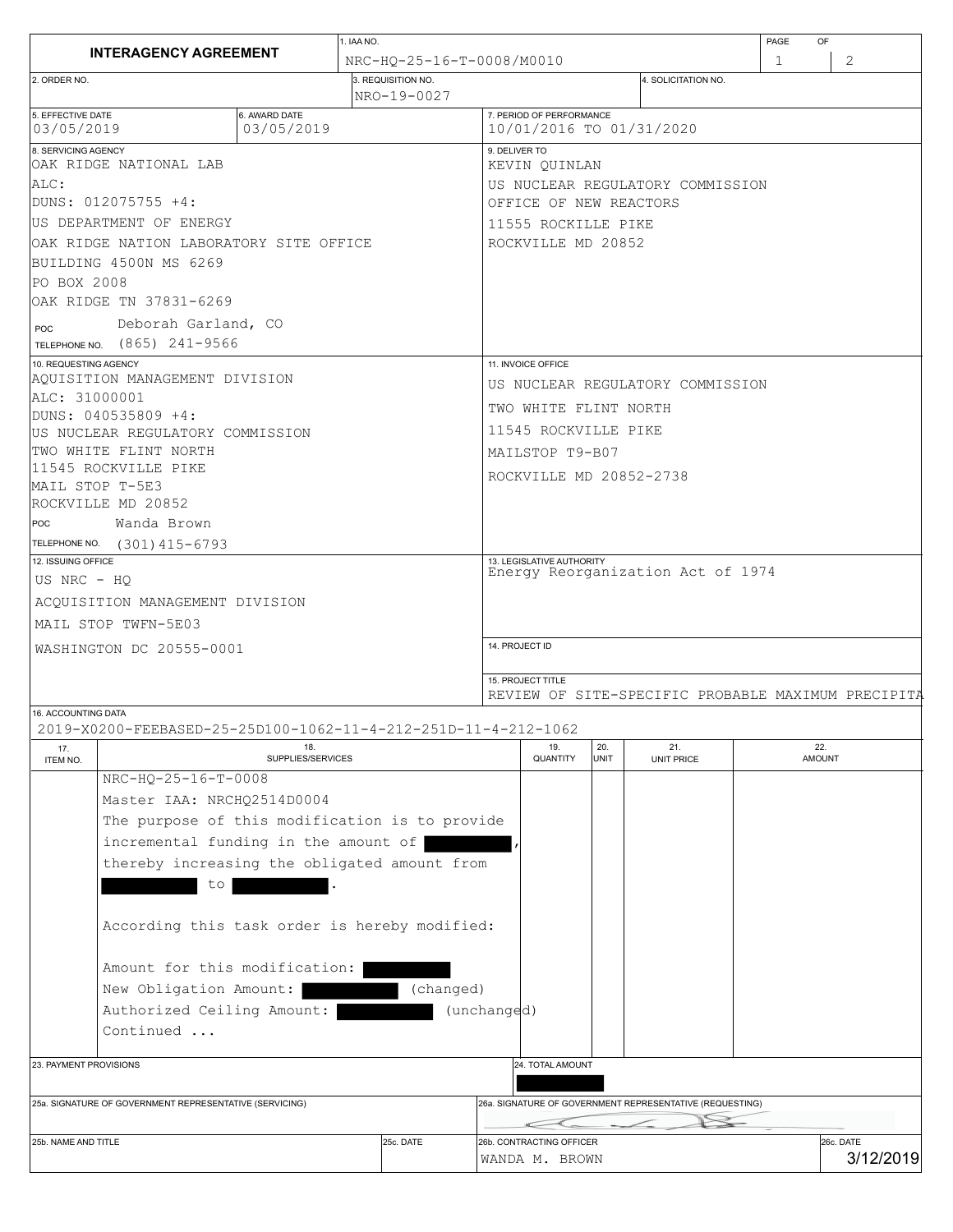# INTERAGENCY AGREEMENT

**1. IAA NO.** NRC-HQ-25-16-T-0008/M0010

**PAGE** 1 **OF** 2

**2. ORDER NO.**

**3. REQUISITION NO.** NRO-19-0027

**4. SOLICITATION NO.**

**5. EFFECTIVE DATE** 03/05/2019

**6. AWARD DATE** 03/05/2019

**7. PERIOD OF PERFORMANCE** 10/01/2016 TO 01/31/2020

**8. SERVICING AGENCY**
OAK RIDGE NATIONAL LAB
ALC:
DUNS: 012075755 +4:
US DEPARTMENT OF ENERGY
OAK RIDGE NATION LABORATORY SITE OFFICE
BUILDING 4500N MS 6269
PO BOX 2008
OAK RIDGE TN 37831-6269
POC Deborah Garland, CO
TELEPHONE NO. (865) 241-9566

**9. DELIVER TO**
KEVIN QUINLAN
US NUCLEAR REGULATORY COMMISSION
OFFICE OF NEW REACTORS
11555 ROCKILLE PIKE
ROCKVILLE MD 20852

**10. REQUESTING AGENCY**
AQUISITION MANAGEMENT DIVISION
ALC: 31000001
DUNS: 040535809 +4:
US NUCLEAR REGULATORY COMMISSION
TWO WHITE FLINT NORTH
11545 ROCKVILLE PIKE
MAIL STOP T-5E3
ROCKVILLE MD 20852
POC Wanda Brown
TELEPHONE NO. (301)415-6793

**11. INVOICE OFFICE**
US NUCLEAR REGULATORY COMMISSION
TWO WHITE FLINT NORTH
11545 ROCKVILLE PIKE
MAILSTOP T9-B07
ROCKVILLE MD 20852-2738

**12. ISSUING OFFICE**
US NRC - HQ
ACQUISITION MANAGEMENT DIVISION
MAIL STOP TWFN-5E03
WASHINGTON DC 20555-0001

**13. LEGISLATIVE AUTHORITY** Energy Reorganization Act of 1974

**14. PROJECT ID**

**15. PROJECT TITLE** REVIEW OF SITE-SPECIFIC PROBABLE MAXIMUM PRECIPITA

**16. ACCOUNTING DATA**
2019-X0200-FEEBASED-25-25D100-1062-11-4-212-251D-11-4-212-1062

| 17. ITEM NO. | 18. SUPPLIES/SERVICES | 19. QUANTITY | 20. UNIT | 21. UNIT PRICE | 22. AMOUNT |
|---|---|---|---|---|---|
| | NRC-HQ-25-16-T-0008<br>Master IAA: NRCHQ2514D0004<br>The purpose of this modification is to provide incremental funding in the amount of [REDACTED], thereby increasing the obligated amount from [REDACTED] to [REDACTED].<br><br>According this task order is hereby modified:<br><br>Amount for this modification: [REDACTED]<br>New Obligation Amount: [REDACTED] (changed)<br>Authorized Ceiling Amount: [REDACTED] (unchanged)<br>Continued ... | | | | |

**23. PAYMENT PROVISIONS**

**24. TOTAL AMOUNT** [REDACTED]

**25a. SIGNATURE OF GOVERNMENT REPRESENTATIVE (SERVICING)**

**25b. NAME AND TITLE**

**25c. DATE**

**26a. SIGNATURE OF GOVERNMENT REPRESENTATIVE (REQUESTING)**

**26b. CONTRACTING OFFICER** WANDA M. BROWN

**26c. DATE** 3/12/2019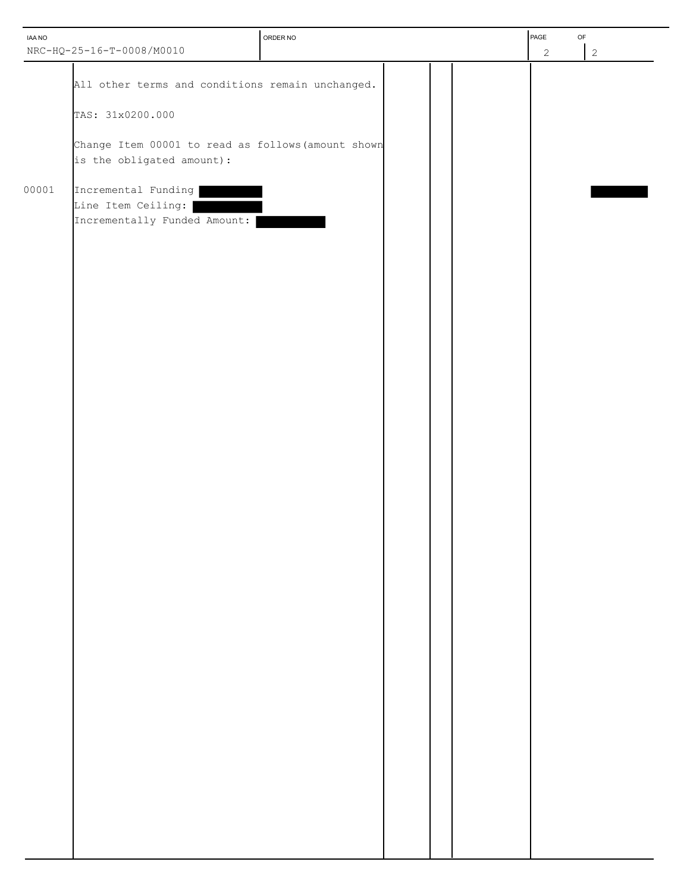| IAA NO | ORDER NO |
| --- | --- |
| NRC-HQ-25-16-T-0008/M0010 | |

All other terms and conditions remain unchanged.

TAS: 31x0200.000

Change Item 00001 to read as follows(amount shown is the obligated amount):

| | | |
| --- | --- | --- |
| 00001 | Incremental Funding [REDACTED]<br>Line Item Ceiling: [REDACTED]<br>Incrementally Funded Amount: [REDACTED] | [REDACTED] |